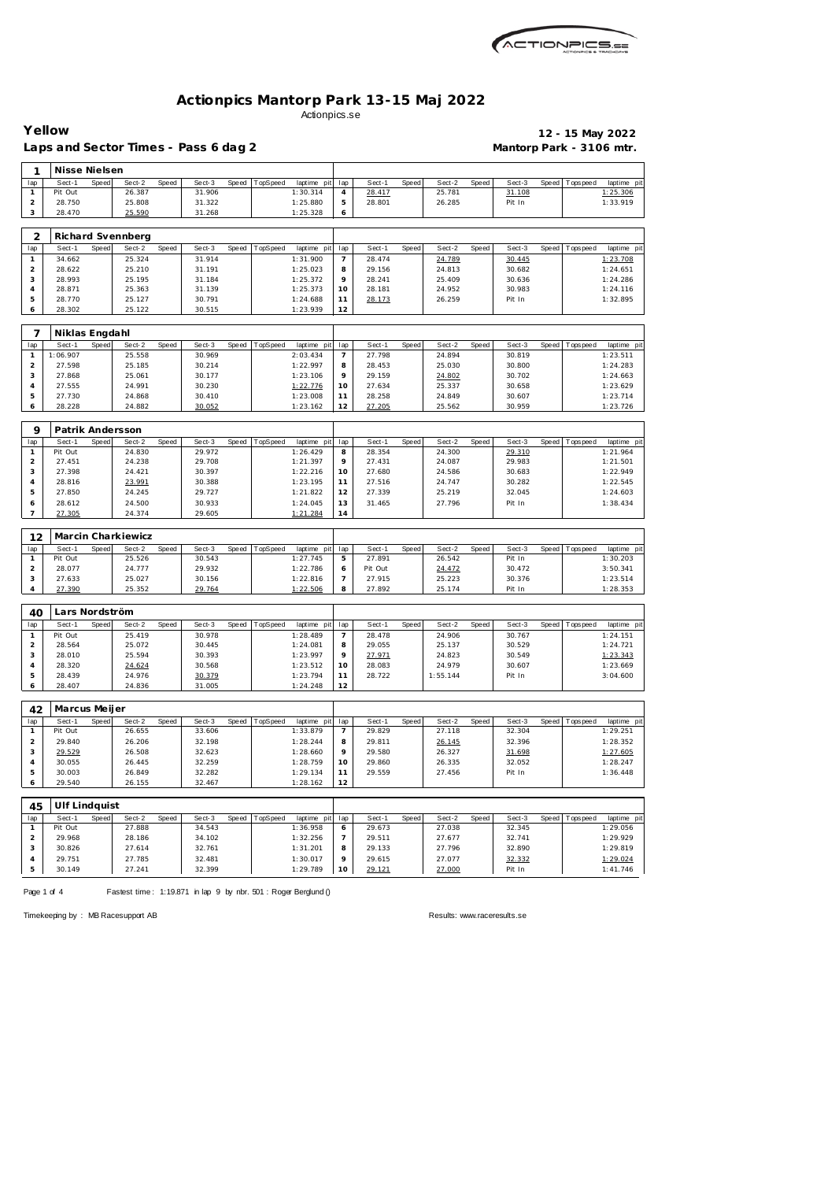# Actionpics Mantorp Park 13-15 Maj 2022

Actionpics.se

**Yellow** **12 - 15 May 2022**

**Laps and Sector Times - Pass 6 dag 2** **Mantorp Park - 3106 mtr.**

### 1 Nisse Nielsen

| lap | Sect-1 | Speed | Sect-2 | Speed | Sect-3 | Speed | TopSpeed | laptime pit | lap | Sect-1 | Speed | Sect-2 | Speed | Sect-3 | Speed | Topspeed | laptime pit |
|---|---|---|---|---|---|---|---|---|---|---|---|---|---|---|---|---|---|
| 1 | Pit Out | | 26.387 | | 31.906 | | | 1:30.314 | 4 | 28.417 | | 25.781 | | 31.108 | | | 1:25.306 |
| 2 | 28.750 | | 25.808 | | 31.322 | | | 1:25.880 | 5 | 28.801 | | 26.285 | | Pit In | | | 1:33.919 |
| 3 | 28.470 | | 25.590 | | 31.268 | | | 1:25.328 | 6 | | | | | | | | |

### 2 Richard Svennberg

| lap | Sect-1 | Speed | Sect-2 | Speed | Sect-3 | Speed | TopSpeed | laptime pit | lap | Sect-1 | Speed | Sect-2 | Speed | Sect-3 | Speed | Topspeed | laptime pit |
|---|---|---|---|---|---|---|---|---|---|---|---|---|---|---|---|---|---|
| 1 | 34.662 | | 25.324 | | 31.914 | | | 1:31.900 | 7 | 28.474 | | 24.789 | | 30.445 | | | 1:23.708 |
| 2 | 28.622 | | 25.210 | | 31.191 | | | 1:25.023 | 8 | 29.156 | | 24.813 | | 30.682 | | | 1:24.651 |
| 3 | 28.993 | | 25.195 | | 31.184 | | | 1:25.372 | 9 | 28.241 | | 25.409 | | 30.636 | | | 1:24.286 |
| 4 | 28.871 | | 25.363 | | 31.139 | | | 1:25.373 | 10 | 28.181 | | 24.952 | | 30.983 | | | 1:24.116 |
| 5 | 28.770 | | 25.127 | | 30.791 | | | 1:24.688 | 11 | 28.173 | | 26.259 | | Pit In | | | 1:32.895 |
| 6 | 28.302 | | 25.122 | | 30.515 | | | 1:23.939 | 12 | | | | | | | | |

### 7 Niklas Engdahl

| lap | Sect-1 | Speed | Sect-2 | Speed | Sect-3 | Speed | TopSpeed | laptime pit | lap | Sect-1 | Speed | Sect-2 | Speed | Sect-3 | Speed | Topspeed | laptime pit |
|---|---|---|---|---|---|---|---|---|---|---|---|---|---|---|---|---|---|
| 1 | 1:06.907 | | 25.558 | | 30.969 | | | 2:03.434 | 7 | 27.798 | | 24.894 | | 30.819 | | | 1:23.511 |
| 2 | 27.598 | | 25.185 | | 30.214 | | | 1:22.997 | 8 | 28.453 | | 25.030 | | 30.800 | | | 1:24.283 |
| 3 | 27.868 | | 25.061 | | 30.177 | | | 1:23.106 | 9 | 29.159 | | 24.802 | | 30.702 | | | 1:24.663 |
| 4 | 27.555 | | 24.991 | | 30.230 | | | 1:22.776 | 10 | 27.634 | | 25.337 | | 30.658 | | | 1:23.629 |
| 5 | 27.730 | | 24.868 | | 30.410 | | | 1:23.008 | 11 | 28.258 | | 24.849 | | 30.607 | | | 1:23.714 |
| 6 | 28.228 | | 24.882 | | 30.052 | | | 1:23.162 | 12 | 27.205 | | 25.562 | | 30.959 | | | 1:23.726 |

### 9 Patrik Andersson

| lap | Sect-1 | Speed | Sect-2 | Speed | Sect-3 | Speed | TopSpeed | laptime pit | lap | Sect-1 | Speed | Sect-2 | Speed | Sect-3 | Speed | Topspeed | laptime pit |
|---|---|---|---|---|---|---|---|---|---|---|---|---|---|---|---|---|---|
| 1 | Pit Out | | 24.830 | | 29.972 | | | 1:26.429 | 8 | 28.354 | | 24.300 | | 29.310 | | | 1:21.964 |
| 2 | 27.451 | | 24.238 | | 29.708 | | | 1:21.397 | 9 | 27.431 | | 24.087 | | 29.983 | | | 1:21.501 |
| 3 | 27.398 | | 24.421 | | 30.397 | | | 1:22.216 | 10 | 27.680 | | 24.586 | | 30.683 | | | 1:22.949 |
| 4 | 28.816 | | 23.991 | | 30.388 | | | 1:23.195 | 11 | 27.516 | | 24.747 | | 30.282 | | | 1:22.545 |
| 5 | 27.850 | | 24.245 | | 29.727 | | | 1:21.822 | 12 | 27.339 | | 25.219 | | 32.045 | | | 1:24.603 |
| 6 | 28.612 | | 24.500 | | 30.933 | | | 1:24.045 | 13 | 31.465 | | 27.796 | | Pit In | | | 1:38.434 |
| 7 | 27.305 | | 24.374 | | 29.605 | | | 1:21.284 | 14 | | | | | | | | |

### 12 Marcin Charkiewicz

| lap | Sect-1 | Speed | Sect-2 | Speed | Sect-3 | Speed | TopSpeed | laptime pit | lap | Sect-1 | Speed | Sect-2 | Speed | Sect-3 | Speed | Topspeed | laptime pit |
|---|---|---|---|---|---|---|---|---|---|---|---|---|---|---|---|---|---|
| 1 | Pit Out | | 25.526 | | 30.543 | | | 1:27.745 | 5 | 27.891 | | 26.542 | | Pit In | | | 1:30.203 |
| 2 | 28.077 | | 24.777 | | 29.932 | | | 1:22.786 | 6 | Pit Out | | 24.472 | | 30.472 | | | 3:50.341 |
| 3 | 27.633 | | 25.027 | | 30.156 | | | 1:22.816 | 7 | 27.915 | | 25.223 | | 30.376 | | | 1:23.514 |
| 4 | 27.390 | | 25.352 | | 29.764 | | | 1:22.506 | 8 | 27.892 | | 25.174 | | Pit In | | | 1:28.353 |

### 40 Lars Nordström

| lap | Sect-1 | Speed | Sect-2 | Speed | Sect-3 | Speed | TopSpeed | laptime pit | lap | Sect-1 | Speed | Sect-2 | Speed | Sect-3 | Speed | Topspeed | laptime pit |
|---|---|---|---|---|---|---|---|---|---|---|---|---|---|---|---|---|---|
| 1 | Pit Out | | 25.419 | | 30.978 | | | 1:28.489 | 7 | 28.478 | | 24.906 | | 30.767 | | | 1:24.151 |
| 2 | 28.564 | | 25.072 | | 30.445 | | | 1:24.081 | 8 | 29.055 | | 25.137 | | 30.529 | | | 1:24.721 |
| 3 | 28.010 | | 25.594 | | 30.393 | | | 1:23.997 | 9 | 27.971 | | 24.823 | | 30.549 | | | 1:23.343 |
| 4 | 28.320 | | 24.624 | | 30.568 | | | 1:23.512 | 10 | 28.083 | | 24.979 | | 30.607 | | | 1:23.669 |
| 5 | 28.439 | | 24.976 | | 30.379 | | | 1:23.794 | 11 | 28.722 | | 1:55.144 | | Pit In | | | 3:04.600 |
| 6 | 28.407 | | 24.836 | | 31.005 | | | 1:24.248 | 12 | | | | | | | | |

### 42 Marcus Meijer

| lap | Sect-1 | Speed | Sect-2 | Speed | Sect-3 | Speed | TopSpeed | laptime pit | lap | Sect-1 | Speed | Sect-2 | Speed | Sect-3 | Speed | Topspeed | laptime pit |
|---|---|---|---|---|---|---|---|---|---|---|---|---|---|---|---|---|---|
| 1 | Pit Out | | 26.655 | | 33.606 | | | 1:33.879 | 7 | 29.829 | | 27.118 | | 32.304 | | | 1:29.251 |
| 2 | 29.840 | | 26.206 | | 32.198 | | | 1:28.244 | 8 | 29.811 | | 26.145 | | 32.396 | | | 1:28.352 |
| 3 | 29.529 | | 26.508 | | 32.623 | | | 1:28.660 | 9 | 29.580 | | 26.327 | | 31.698 | | | 1:27.605 |
| 4 | 30.055 | | 26.445 | | 32.259 | | | 1:28.759 | 10 | 29.860 | | 26.335 | | 32.052 | | | 1:28.247 |
| 5 | 30.003 | | 26.849 | | 32.282 | | | 1:29.134 | 11 | 29.559 | | 27.456 | | Pit In | | | 1:36.448 |
| 6 | 29.540 | | 26.155 | | 32.467 | | | 1:28.162 | 12 | | | | | | | | |

### 45 Ulf Lindquist

| lap | Sect-1 | Speed | Sect-2 | Speed | Sect-3 | Speed | TopSpeed | laptime pit | lap | Sect-1 | Speed | Sect-2 | Speed | Sect-3 | Speed | Topspeed | laptime pit |
|---|---|---|---|---|---|---|---|---|---|---|---|---|---|---|---|---|---|
| 1 | Pit Out | | 27.888 | | 34.543 | | | 1:36.958 | 6 | 29.673 | | 27.038 | | 32.345 | | | 1:29.056 |
| 2 | 29.968 | | 28.186 | | 34.102 | | | 1:32.256 | 7 | 29.511 | | 27.677 | | 32.741 | | | 1:29.929 |
| 3 | 30.826 | | 27.614 | | 32.761 | | | 1:31.201 | 8 | 29.133 | | 27.796 | | 32.890 | | | 1:29.819 |
| 4 | 29.751 | | 27.785 | | 32.481 | | | 1:30.017 | 9 | 29.615 | | 27.077 | | 32.332 | | | 1:29.024 |
| 5 | 30.149 | | 27.241 | | 32.399 | | | 1:29.789 | 10 | 29.121 | | 27.000 | | Pit In | | | 1:41.746 |

Fastest time : 1:19.871 in lap 9 by nbr. 501 : Roger Berglund ()

Timekeeping by : MB Racesupport AB Results: www.raceresults.se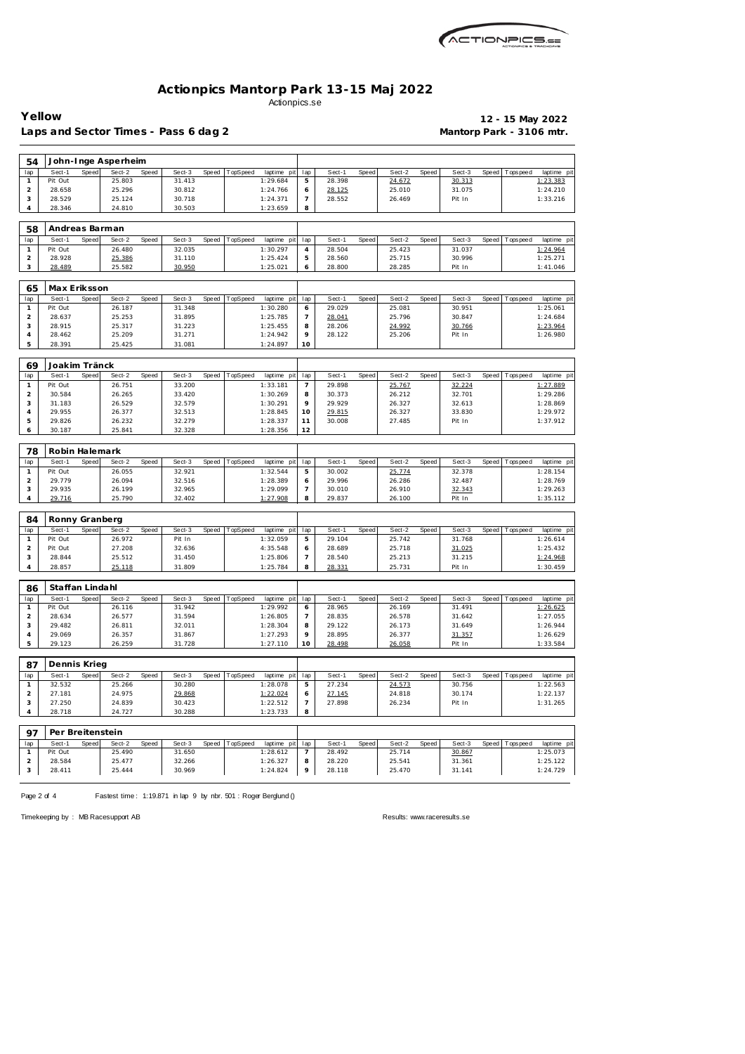# Actionpics Mantorp Park 13-15 Maj 2022

Actionpics.se

**Yellow** — **12 - 15 May 2022**

**Laps and Sector Times - Pass 6 dag 2** — **Mantorp Park - 3106 mtr.**

**54 John-Inge Asperheim**

| lap | Sect-1 | Speed | Sect-2 | Speed | Sect-3 | Speed | TopSpeed | laptime pit | lap | Sect-1 | Speed | Sect-2 | Speed | Sect-3 | Speed | Topspeed | laptime pit |
|---|---|---|---|---|---|---|---|---|---|---|---|---|---|---|---|---|---|
| 1 | Pit Out | | 25.803 | | 31.413 | | | 1:29.684 | 5 | 28.398 | | 24.672 | | 30.313 | | | 1:23.383 |
| 2 | 28.658 | | 25.296 | | 30.812 | | | 1:24.766 | 6 | 28.125 | | 25.010 | | 31.075 | | | 1:24.210 |
| 3 | 28.529 | | 25.124 | | 30.718 | | | 1:24.371 | 7 | 28.552 | | 26.469 | | Pit In | | | 1:33.216 |
| 4 | 28.346 | | 24.810 | | 30.503 | | | 1:23.659 | 8 | | | | | | | | |

**58 Andreas Barman**

| lap | Sect-1 | Speed | Sect-2 | Speed | Sect-3 | Speed | TopSpeed | laptime pit | lap | Sect-1 | Speed | Sect-2 | Speed | Sect-3 | Speed | Topspeed | laptime pit |
|---|---|---|---|---|---|---|---|---|---|---|---|---|---|---|---|---|---|
| 1 | Pit Out | | 26.480 | | 32.035 | | | 1:30.297 | 4 | 28.504 | | 25.423 | | 31.037 | | | 1:24.964 |
| 2 | 28.928 | | 25.386 | | 31.110 | | | 1:25.424 | 5 | 28.560 | | 25.715 | | 30.996 | | | 1:25.271 |
| 3 | 28.489 | | 25.582 | | 30.950 | | | 1:25.021 | 6 | 28.800 | | 28.285 | | Pit In | | | 1:41.046 |

**65 Max Eriksson**

| lap | Sect-1 | Speed | Sect-2 | Speed | Sect-3 | Speed | TopSpeed | laptime pit | lap | Sect-1 | Speed | Sect-2 | Speed | Sect-3 | Speed | Topspeed | laptime pit |
|---|---|---|---|---|---|---|---|---|---|---|---|---|---|---|---|---|---|
| 1 | Pit Out | | 26.187 | | 31.348 | | | 1:30.280 | 6 | 29.029 | | 25.081 | | 30.951 | | | 1:25.061 |
| 2 | 28.637 | | 25.253 | | 31.895 | | | 1:25.785 | 7 | 28.041 | | 25.796 | | 30.847 | | | 1:24.684 |
| 3 | 28.915 | | 25.317 | | 31.223 | | | 1:25.455 | 8 | 28.206 | | 24.992 | | 30.766 | | | 1:23.964 |
| 4 | 28.462 | | 25.209 | | 31.271 | | | 1:24.942 | 9 | 28.122 | | 25.206 | | Pit In | | | 1:26.980 |
| 5 | 28.391 | | 25.425 | | 31.081 | | | 1:24.897 | 10 | | | | | | | | |

**69 Joakim Tränck**

| lap | Sect-1 | Speed | Sect-2 | Speed | Sect-3 | Speed | TopSpeed | laptime pit | lap | Sect-1 | Speed | Sect-2 | Speed | Sect-3 | Speed | Topspeed | laptime pit |
|---|---|---|---|---|---|---|---|---|---|---|---|---|---|---|---|---|---|
| 1 | Pit Out | | 26.751 | | 33.200 | | | 1:33.181 | 7 | 29.898 | | 25.767 | | 32.224 | | | 1:27.889 |
| 2 | 30.584 | | 26.265 | | 33.420 | | | 1:30.269 | 8 | 30.373 | | 26.212 | | 32.701 | | | 1:29.286 |
| 3 | 31.183 | | 26.529 | | 32.579 | | | 1:30.291 | 9 | 29.929 | | 26.327 | | 32.613 | | | 1:28.869 |
| 4 | 29.955 | | 26.377 | | 32.513 | | | 1:28.845 | 10 | 29.815 | | 26.327 | | 33.830 | | | 1:29.972 |
| 5 | 29.826 | | 26.232 | | 32.279 | | | 1:28.337 | 11 | 30.008 | | 27.485 | | Pit In | | | 1:37.912 |
| 6 | 30.187 | | 25.841 | | 32.328 | | | 1:28.356 | 12 | | | | | | | | |

**78 Robin Halemark**

| lap | Sect-1 | Speed | Sect-2 | Speed | Sect-3 | Speed | TopSpeed | laptime pit | lap | Sect-1 | Speed | Sect-2 | Speed | Sect-3 | Speed | Topspeed | laptime pit |
|---|---|---|---|---|---|---|---|---|---|---|---|---|---|---|---|---|---|
| 1 | Pit Out | | 26.055 | | 32.921 | | | 1:32.544 | 5 | 30.002 | | 25.774 | | 32.378 | | | 1:28.154 |
| 2 | 29.779 | | 26.094 | | 32.516 | | | 1:28.389 | 6 | 29.996 | | 26.286 | | 32.487 | | | 1:28.769 |
| 3 | 29.935 | | 26.199 | | 32.965 | | | 1:29.099 | 7 | 30.010 | | 26.910 | | 32.343 | | | 1:29.263 |
| 4 | 29.716 | | 25.790 | | 32.402 | | | 1:27.908 | 8 | 29.837 | | 26.100 | | Pit In | | | 1:35.112 |

**84 Ronny Granberg**

| lap | Sect-1 | Speed | Sect-2 | Speed | Sect-3 | Speed | TopSpeed | laptime pit | lap | Sect-1 | Speed | Sect-2 | Speed | Sect-3 | Speed | Topspeed | laptime pit |
|---|---|---|---|---|---|---|---|---|---|---|---|---|---|---|---|---|---|
| 1 | Pit Out | | 26.972 | | Pit In | | | 1:32.059 | 5 | 29.104 | | 25.742 | | 31.768 | | | 1:26.614 |
| 2 | Pit Out | | 27.208 | | 32.636 | | | 4:35.548 | 6 | 28.689 | | 25.718 | | 31.025 | | | 1:25.432 |
| 3 | 28.844 | | 25.512 | | 31.450 | | | 1:25.806 | 7 | 28.540 | | 25.213 | | 31.215 | | | 1:24.968 |
| 4 | 28.857 | | 25.118 | | 31.809 | | | 1:25.784 | 8 | 28.331 | | 25.731 | | Pit In | | | 1:30.459 |

**86 Staffan Lindahl**

| lap | Sect-1 | Speed | Sect-2 | Speed | Sect-3 | Speed | TopSpeed | laptime pit | lap | Sect-1 | Speed | Sect-2 | Speed | Sect-3 | Speed | Topspeed | laptime pit |
|---|---|---|---|---|---|---|---|---|---|---|---|---|---|---|---|---|---|
| 1 | Pit Out | | 26.116 | | 31.942 | | | 1:29.992 | 6 | 28.965 | | 26.169 | | 31.491 | | | 1:26.625 |
| 2 | 28.634 | | 26.577 | | 31.594 | | | 1:26.805 | 7 | 28.835 | | 26.578 | | 31.642 | | | 1:27.055 |
| 3 | 29.482 | | 26.811 | | 32.011 | | | 1:28.304 | 8 | 29.122 | | 26.173 | | 31.649 | | | 1:26.944 |
| 4 | 29.069 | | 26.357 | | 31.867 | | | 1:27.293 | 9 | 28.895 | | 26.377 | | 31.357 | | | 1:26.629 |
| 5 | 29.123 | | 26.259 | | 31.728 | | | 1:27.110 | 10 | 28.498 | | 26.058 | | Pit In | | | 1:33.584 |

**87 Dennis Krieg**

| lap | Sect-1 | Speed | Sect-2 | Speed | Sect-3 | Speed | TopSpeed | laptime pit | lap | Sect-1 | Speed | Sect-2 | Speed | Sect-3 | Speed | Topspeed | laptime pit |
|---|---|---|---|---|---|---|---|---|---|---|---|---|---|---|---|---|---|
| 1 | 32.532 | | 25.266 | | 30.280 | | | 1:28.078 | 5 | 27.234 | | 24.573 | | 30.756 | | | 1:22.563 |
| 2 | 27.181 | | 24.975 | | 29.868 | | | 1:22.024 | 6 | 27.145 | | 24.818 | | 30.174 | | | 1:22.137 |
| 3 | 27.250 | | 24.839 | | 30.423 | | | 1:22.512 | 7 | 27.898 | | 26.234 | | Pit In | | | 1:31.265 |
| 4 | 28.718 | | 24.727 | | 30.288 | | | 1:23.733 | 8 | | | | | | | | |

**97 Per Breitenstein**

| lap | Sect-1 | Speed | Sect-2 | Speed | Sect-3 | Speed | TopSpeed | laptime pit | lap | Sect-1 | Speed | Sect-2 | Speed | Sect-3 | Speed | Topspeed | laptime pit |
|---|---|---|---|---|---|---|---|---|---|---|---|---|---|---|---|---|---|
| 1 | Pit Out | | 25.490 | | 31.650 | | | 1:28.612 | 7 | 28.492 | | 25.714 | | 30.867 | | | 1:25.073 |
| 2 | 28.584 | | 25.477 | | 32.266 | | | 1:26.327 | 8 | 28.220 | | 25.541 | | 31.361 | | | 1:25.122 |
| 3 | 28.411 | | 25.444 | | 30.969 | | | 1:24.824 | 9 | 28.118 | | 25.470 | | 31.141 | | | 1:24.729 |

Fastest time : 1:19.871 in lap 9 by nbr. 501 : Roger Berglund ()

Timekeeping by : MB Racesupport AB — Results: www.raceresults.se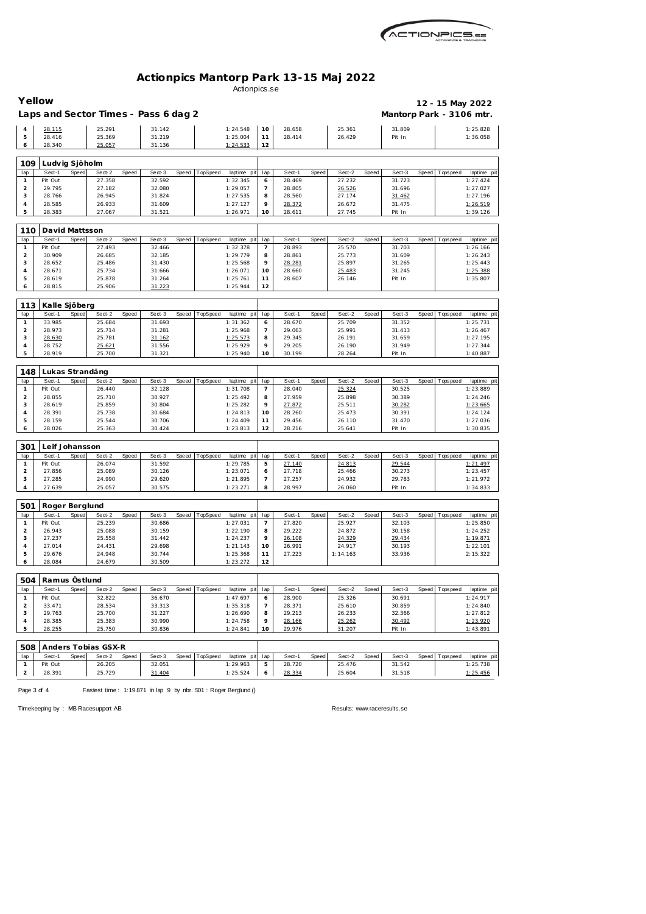# Actionpics Mantorp Park 13-15 Maj 2022

Actionpics.se

**Yellow** — **12 - 15 May 2022**

**Laps and Sector Times - Pass 6 dag 2** — **Mantorp Park - 3106 mtr.**

| lap | Sect-1 | Speed | Sect-2 | Speed | Sect-3 | Speed | TopSpeed | laptime pit | lap | Sect-1 | Speed | Sect-2 | Speed | Sect-3 | Speed | Topspeed | laptime pit |
|---|---|---|---|---|---|---|---|---|---|---|---|---|---|---|---|---|---|
| 4 | 28.115 | | 25.291 | | 31.142 | | | 1:24.548 | 10 | 28.658 | | 25.361 | | 31.809 | | | 1:25.828 |
| 5 | 28.416 | | 25.369 | | 31.219 | | | 1:25.004 | 11 | 28.414 | | 26.429 | | Pit In | | | 1:36.058 |
| 6 | 28.340 | | 25.057 | | 31.136 | | | 1:24.533 | 12 | | | | | | | | |

**109 Ludvig Sjöholm**

| lap | Sect-1 | Speed | Sect-2 | Speed | Sect-3 | Speed | TopSpeed | laptime pit | lap | Sect-1 | Speed | Sect-2 | Speed | Sect-3 | Speed | Topspeed | laptime pit |
|---|---|---|---|---|---|---|---|---|---|---|---|---|---|---|---|---|---|
| 1 | Pit Out | | 27.358 | | 32.592 | | | 1:32.345 | 6 | 28.469 | | 27.232 | | 31.723 | | | 1:27.424 |
| 2 | 29.795 | | 27.182 | | 32.080 | | | 1:29.057 | 7 | 28.805 | | 26.526 | | 31.696 | | | 1:27.027 |
| 3 | 28.766 | | 26.945 | | 31.824 | | | 1:27.535 | 8 | 28.560 | | 27.174 | | 31.462 | | | 1:27.196 |
| 4 | 28.585 | | 26.933 | | 31.609 | | | 1:27.127 | 9 | 28.372 | | 26.672 | | 31.475 | | | 1:26.519 |
| 5 | 28.383 | | 27.067 | | 31.521 | | | 1:26.971 | 10 | 28.611 | | 27.745 | | Pit In | | | 1:39.126 |

**110 David Mattsson**

| lap | Sect-1 | Speed | Sect-2 | Speed | Sect-3 | Speed | TopSpeed | laptime pit | lap | Sect-1 | Speed | Sect-2 | Speed | Sect-3 | Speed | Topspeed | laptime pit |
|---|---|---|---|---|---|---|---|---|---|---|---|---|---|---|---|---|---|
| 1 | Pit Out | | 27.493 | | 32.466 | | | 1:32.378 | 7 | 28.893 | | 25.570 | | 31.703 | | | 1:26.166 |
| 2 | 30.909 | | 26.685 | | 32.185 | | | 1:29.779 | 8 | 28.861 | | 25.773 | | 31.609 | | | 1:26.243 |
| 3 | 28.652 | | 25.486 | | 31.430 | | | 1:25.568 | 9 | 28.281 | | 25.897 | | 31.265 | | | 1:25.443 |
| 4 | 28.671 | | 25.734 | | 31.666 | | | 1:26.071 | 10 | 28.660 | | 25.483 | | 31.245 | | | 1:25.388 |
| 5 | 28.619 | | 25.878 | | 31.264 | | | 1:25.761 | 11 | 28.607 | | 26.146 | | Pit In | | | 1:35.807 |
| 6 | 28.815 | | 25.906 | | 31.223 | | | 1:25.944 | 12 | | | | | | | | |

**113 Kalle Sjöberg**

| lap | Sect-1 | Speed | Sect-2 | Speed | Sect-3 | Speed | TopSpeed | laptime pit | lap | Sect-1 | Speed | Sect-2 | Speed | Sect-3 | Speed | Topspeed | laptime pit |
|---|---|---|---|---|---|---|---|---|---|---|---|---|---|---|---|---|---|
| 1 | 33.985 | | 25.684 | | 31.693 | | | 1:31.362 | 6 | 28.670 | | 25.709 | | 31.352 | | | 1:25.731 |
| 2 | 28.973 | | 25.714 | | 31.281 | | | 1:25.968 | 7 | 29.063 | | 25.991 | | 31.413 | | | 1:26.467 |
| 3 | 28.630 | | 25.781 | | 31.162 | | | 1:25.573 | 8 | 29.345 | | 26.191 | | 31.659 | | | 1:27.195 |
| 4 | 28.752 | | 25.621 | | 31.556 | | | 1:25.929 | 9 | 29.205 | | 26.190 | | 31.949 | | | 1:27.344 |
| 5 | 28.919 | | 25.700 | | 31.321 | | | 1:25.940 | 10 | 30.199 | | 28.264 | | Pit In | | | 1:40.887 |

**148 Lukas Strandäng**

| lap | Sect-1 | Speed | Sect-2 | Speed | Sect-3 | Speed | TopSpeed | laptime pit | lap | Sect-1 | Speed | Sect-2 | Speed | Sect-3 | Speed | Topspeed | laptime pit |
|---|---|---|---|---|---|---|---|---|---|---|---|---|---|---|---|---|---|
| 1 | Pit Out | | 26.440 | | 32.128 | | | 1:31.708 | 7 | 28.040 | | 25.324 | | 30.525 | | | 1:23.889 |
| 2 | 28.855 | | 25.710 | | 30.927 | | | 1:25.492 | 8 | 27.959 | | 25.898 | | 30.389 | | | 1:24.246 |
| 3 | 28.619 | | 25.859 | | 30.804 | | | 1:25.282 | 9 | 27.872 | | 25.511 | | 30.282 | | | 1:23.665 |
| 4 | 28.391 | | 25.738 | | 30.684 | | | 1:24.813 | 10 | 28.260 | | 25.473 | | 30.391 | | | 1:24.124 |
| 5 | 28.159 | | 25.544 | | 30.706 | | | 1:24.409 | 11 | 29.456 | | 26.110 | | 31.470 | | | 1:27.036 |
| 6 | 28.026 | | 25.363 | | 30.424 | | | 1:23.813 | 12 | 28.216 | | 25.641 | | Pit In | | | 1:30.835 |

**301 Leif Johansson**

| lap | Sect-1 | Speed | Sect-2 | Speed | Sect-3 | Speed | TopSpeed | laptime pit | lap | Sect-1 | Speed | Sect-2 | Speed | Sect-3 | Speed | Topspeed | laptime pit |
|---|---|---|---|---|---|---|---|---|---|---|---|---|---|---|---|---|---|
| 1 | Pit Out | | 26.074 | | 31.592 | | | 1:29.785 | 5 | 27.140 | | 24.813 | | 29.544 | | | 1:21.497 |
| 2 | 27.856 | | 25.089 | | 30.126 | | | 1:23.071 | 6 | 27.718 | | 25.466 | | 30.273 | | | 1:23.457 |
| 3 | 27.285 | | 24.990 | | 29.620 | | | 1:21.895 | 7 | 27.257 | | 24.932 | | 29.783 | | | 1:21.972 |
| 4 | 27.639 | | 25.057 | | 30.575 | | | 1:23.271 | 8 | 28.997 | | 26.060 | | Pit In | | | 1:34.833 |

**501 Roger Berglund**

| lap | Sect-1 | Speed | Sect-2 | Speed | Sect-3 | Speed | TopSpeed | laptime pit | lap | Sect-1 | Speed | Sect-2 | Speed | Sect-3 | Speed | Topspeed | laptime pit |
|---|---|---|---|---|---|---|---|---|---|---|---|---|---|---|---|---|---|
| 1 | Pit Out | | 25.239 | | 30.686 | | | 1:27.031 | 7 | 27.820 | | 25.927 | | 32.103 | | | 1:25.850 |
| 2 | 26.943 | | 25.088 | | 30.159 | | | 1:22.190 | 8 | 29.222 | | 24.872 | | 30.158 | | | 1:24.252 |
| 3 | 27.237 | | 25.558 | | 31.442 | | | 1:24.237 | 9 | 26.108 | | 24.329 | | 29.434 | | | 1:19.871 |
| 4 | 27.014 | | 24.431 | | 29.698 | | | 1:21.143 | 10 | 26.991 | | 24.917 | | 30.193 | | | 1:22.101 |
| 5 | 29.676 | | 24.948 | | 30.744 | | | 1:25.368 | 11 | 27.223 | | 1:14.163 | | 33.936 | | | 2:15.322 |
| 6 | 28.084 | | 24.679 | | 30.509 | | | 1:23.272 | 12 | | | | | | | | |

**504 Ramus Östlund**

| lap | Sect-1 | Speed | Sect-2 | Speed | Sect-3 | Speed | TopSpeed | laptime pit | lap | Sect-1 | Speed | Sect-2 | Speed | Sect-3 | Speed | Topspeed | laptime pit |
|---|---|---|---|---|---|---|---|---|---|---|---|---|---|---|---|---|---|
| 1 | Pit Out | | 32.822 | | 36.670 | | | 1:47.697 | 6 | 28.900 | | 25.326 | | 30.691 | | | 1:24.917 |
| 2 | 33.471 | | 28.534 | | 33.313 | | | 1:35.318 | 7 | 28.371 | | 25.610 | | 30.859 | | | 1:24.840 |
| 3 | 29.763 | | 25.700 | | 31.227 | | | 1:26.690 | 8 | 29.213 | | 26.233 | | 32.366 | | | 1:27.812 |
| 4 | 28.385 | | 25.383 | | 30.990 | | | 1:24.758 | 9 | 28.166 | | 25.262 | | 30.492 | | | 1:23.920 |
| 5 | 28.255 | | 25.750 | | 30.836 | | | 1:24.841 | 10 | 29.976 | | 31.207 | | Pit In | | | 1:43.891 |

**508 Anders Tobias GSX-R**

| lap | Sect-1 | Speed | Sect-2 | Speed | Sect-3 | Speed | TopSpeed | laptime pit | lap | Sect-1 | Speed | Sect-2 | Speed | Sect-3 | Speed | Topspeed | laptime pit |
|---|---|---|---|---|---|---|---|---|---|---|---|---|---|---|---|---|---|
| 1 | Pit Out | | 26.205 | | 32.051 | | | 1:29.963 | 5 | 28.720 | | 25.476 | | 31.542 | | | 1:25.738 |
| 2 | 28.391 | | 25.729 | | 31.404 | | | 1:25.524 | 6 | 28.334 | | 25.604 | | 31.518 | | | 1:25.456 |

Fastest time : 1:19.871 in lap 9 by nbr. 501 : Roger Berglund ()

Timekeeping by : MB Racesupport AB — Results: www.raceresults.se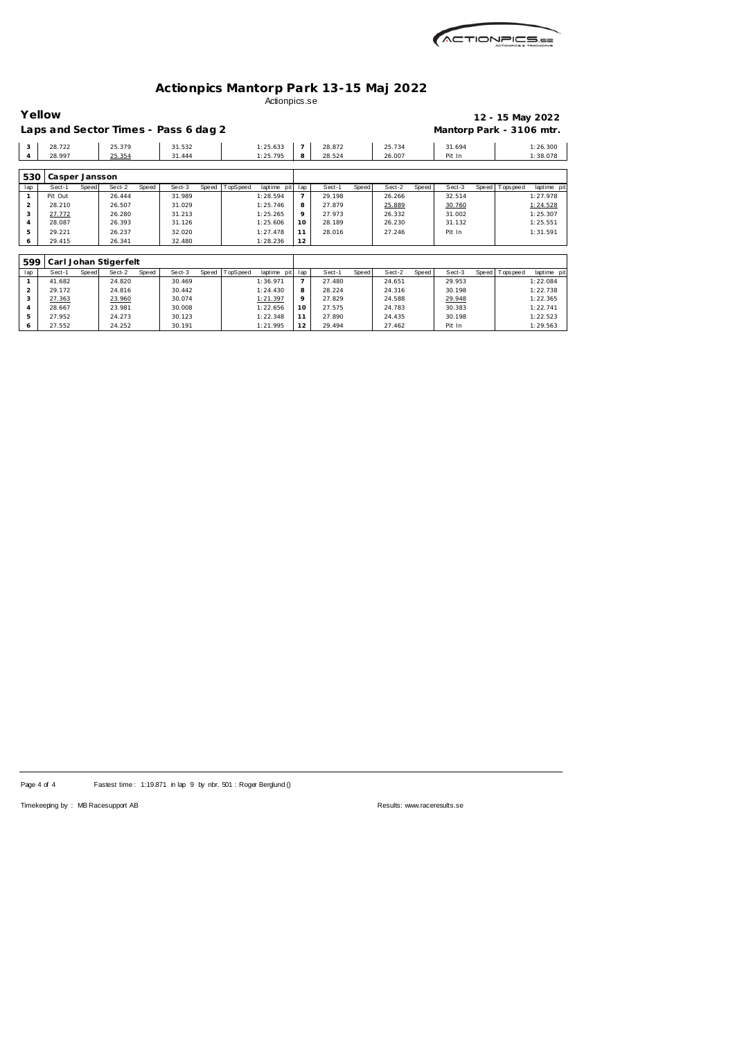# Actionpics Mantorp Park 13-15 Maj 2022

Actionpics.se

**Yellow** — **12 - 15 May 2022**

**Laps and Sector Times - Pass 6 dag 2** — **Mantorp Park - 3106 mtr.**

| lap | Sect-1 | Speed | Sect-2 | Speed | Sect-3 | Speed | TopSpeed | laptime pit | lap | Sect-1 | Speed | Sect-2 | Speed | Sect-3 | Speed | Topspeed | laptime pit |
|---|---|---|---|---|---|---|---|---|---|---|---|---|---|---|---|---|---|
| 3 | 28.722 | | 25.379 | | 31.532 | | | 1:25.633 | 7 | 28.872 | | 25.734 | | 31.694 | | | 1:26.300 |
| 4 | 28.997 | | 25.354 | | 31.444 | | | 1:25.795 | 8 | 28.524 | | 26.007 | | Pit In | | | 1:38.078 |

## 530 Casper Jansson

| lap | Sect-1 | Speed | Sect-2 | Speed | Sect-3 | Speed | TopSpeed | laptime pit | lap | Sect-1 | Speed | Sect-2 | Speed | Sect-3 | Speed | Topspeed | laptime pit |
|---|---|---|---|---|---|---|---|---|---|---|---|---|---|---|---|---|---|
| 1 | Pit Out | | 26.444 | | 31.989 | | | 1:28.594 | 7 | 29.198 | | 26.266 | | 32.514 | | | 1:27.978 |
| 2 | 28.210 | | 26.507 | | 31.029 | | | 1:25.746 | 8 | 27.879 | | 25.889 | | 30.760 | | | 1:24.528 |
| 3 | 27.772 | | 26.280 | | 31.213 | | | 1:25.265 | 9 | 27.973 | | 26.332 | | 31.002 | | | 1:25.307 |
| 4 | 28.087 | | 26.393 | | 31.126 | | | 1:25.606 | 10 | 28.189 | | 26.230 | | 31.132 | | | 1:25.551 |
| 5 | 29.221 | | 26.237 | | 32.020 | | | 1:27.478 | 11 | 28.016 | | 27.246 | | Pit In | | | 1:31.591 |
| 6 | 29.415 | | 26.341 | | 32.480 | | | 1:28.236 | 12 | | | | | | | | |

## 599 Carl Johan Stigerfelt

| lap | Sect-1 | Speed | Sect-2 | Speed | Sect-3 | Speed | TopSpeed | laptime pit | lap | Sect-1 | Speed | Sect-2 | Speed | Sect-3 | Speed | Topspeed | laptime pit |
|---|---|---|---|---|---|---|---|---|---|---|---|---|---|---|---|---|---|
| 1 | 41.682 | | 24.820 | | 30.469 | | | 1:36.971 | 7 | 27.480 | | 24.651 | | 29.953 | | | 1:22.084 |
| 2 | 29.172 | | 24.816 | | 30.442 | | | 1:24.430 | 8 | 28.224 | | 24.316 | | 30.198 | | | 1:22.738 |
| 3 | 27.363 | | 23.960 | | 30.074 | | | 1:21.397 | 9 | 27.829 | | 24.588 | | 29.948 | | | 1:22.365 |
| 4 | 28.667 | | 23.981 | | 30.008 | | | 1:22.656 | 10 | 27.575 | | 24.783 | | 30.383 | | | 1:22.741 |
| 5 | 27.952 | | 24.273 | | 30.123 | | | 1:22.348 | 11 | 27.890 | | 24.435 | | 30.198 | | | 1:22.523 |
| 6 | 27.552 | | 24.252 | | 30.191 | | | 1:21.995 | 12 | 29.494 | | 27.462 | | Pit In | | | 1:29.563 |

Fastest time : 1:19.871 in lap 9 by nbr. 501 : Roger Berglund ()

Timekeeping by : MB Racesupport AB

Results: www.raceresults.se